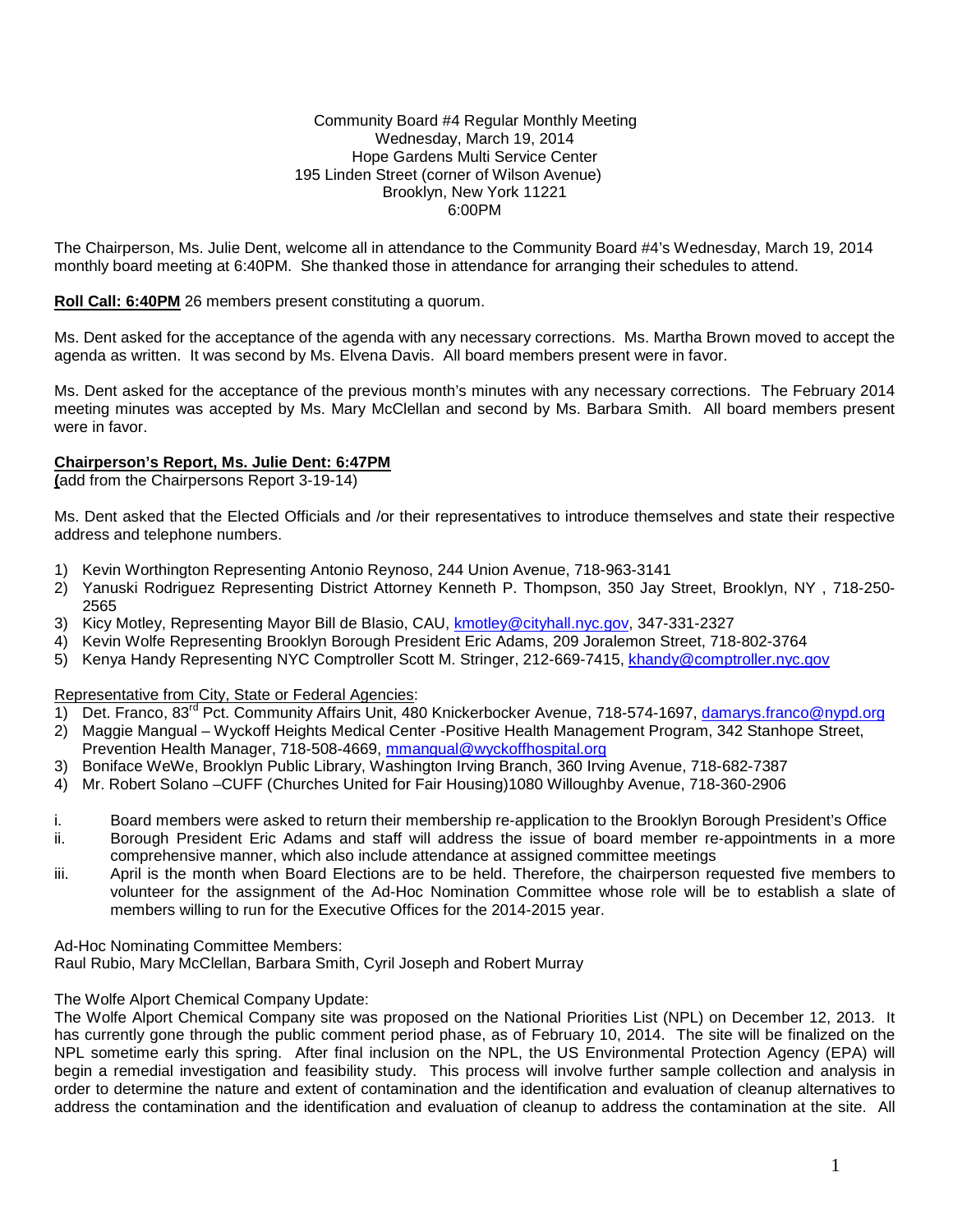Community Board #4 Regular Monthly Meeting
Wednesday, March 19, 2014
Hope Gardens Multi Service Center
195 Linden Street (corner of Wilson Avenue)
Brooklyn, New York 11221
6:00PM

The Chairperson, Ms. Julie Dent, welcome all in attendance to the Community Board #4's Wednesday, March 19, 2014 monthly board meeting at 6:40PM. She thanked those in attendance for arranging their schedules to attend.

**Roll Call: 6:40PM** 26 members present constituting a quorum.

Ms. Dent asked for the acceptance of the agenda with any necessary corrections. Ms. Martha Brown moved to accept the agenda as written. It was second by Ms. Elvena Davis. All board members present were in favor.

Ms. Dent asked for the acceptance of the previous month's minutes with any necessary corrections. The February 2014 meeting minutes was accepted by Ms. Mary McClellan and second by Ms. Barbara Smith. All board members present were in favor.

**Chairperson's Report, Ms. Julie Dent: 6:47PM**
**(**add from the Chairpersons Report 3-19-14)

Ms. Dent asked that the Elected Officials and /or their representatives to introduce themselves and state their respective address and telephone numbers.

1) Kevin Worthington Representing Antonio Reynoso, 244 Union Avenue, 718-963-3141
2) Yanuski Rodriguez Representing District Attorney Kenneth P. Thompson, 350 Jay Street, Brooklyn, NY , 718-250-2565
3) Kicy Motley, Representing Mayor Bill de Blasio, CAU, kmotley@cityhall.nyc.gov, 347-331-2327
4) Kevin Wolfe Representing Brooklyn Borough President Eric Adams, 209 Joralemon Street, 718-802-3764
5) Kenya Handy Representing NYC Comptroller Scott M. Stringer, 212-669-7415, khandy@comptroller.nyc.gov

Representative from City, State or Federal Agencies:

1) Det. Franco, 83rd Pct. Community Affairs Unit, 480 Knickerbocker Avenue, 718-574-1697, damarys.franco@nypd.org
2) Maggie Mangual – Wyckoff Heights Medical Center -Positive Health Management Program, 342 Stanhope Street, Prevention Health Manager, 718-508-4669, mmangual@wyckoffhospital.org
3) Boniface WeWe, Brooklyn Public Library, Washington Irving Branch, 360 Irving Avenue, 718-682-7387
4) Mr. Robert Solano –CUFF (Churches United for Fair Housing)1080 Willoughby Avenue, 718-360-2906

i. Board members were asked to return their membership re-application to the Brooklyn Borough President's Office
ii. Borough President Eric Adams and staff will address the issue of board member re-appointments in a more comprehensive manner, which also include attendance at assigned committee meetings
iii. April is the month when Board Elections are to be held. Therefore, the chairperson requested five members to volunteer for the assignment of the Ad-Hoc Nomination Committee whose role will be to establish a slate of members willing to run for the Executive Offices for the 2014-2015 year.

Ad-Hoc Nominating Committee Members:
Raul Rubio, Mary McClellan, Barbara Smith, Cyril Joseph and Robert Murray

The Wolfe Alport Chemical Company Update:
The Wolfe Alport Chemical Company site was proposed on the National Priorities List (NPL) on December 12, 2013. It has currently gone through the public comment period phase, as of February 10, 2014. The site will be finalized on the NPL sometime early this spring. After final inclusion on the NPL, the US Environmental Protection Agency (EPA) will begin a remedial investigation and feasibility study. This process will involve further sample collection and analysis in order to determine the nature and extent of contamination and the identification and evaluation of cleanup alternatives to address the contamination and the identification and evaluation of cleanup to address the contamination at the site. All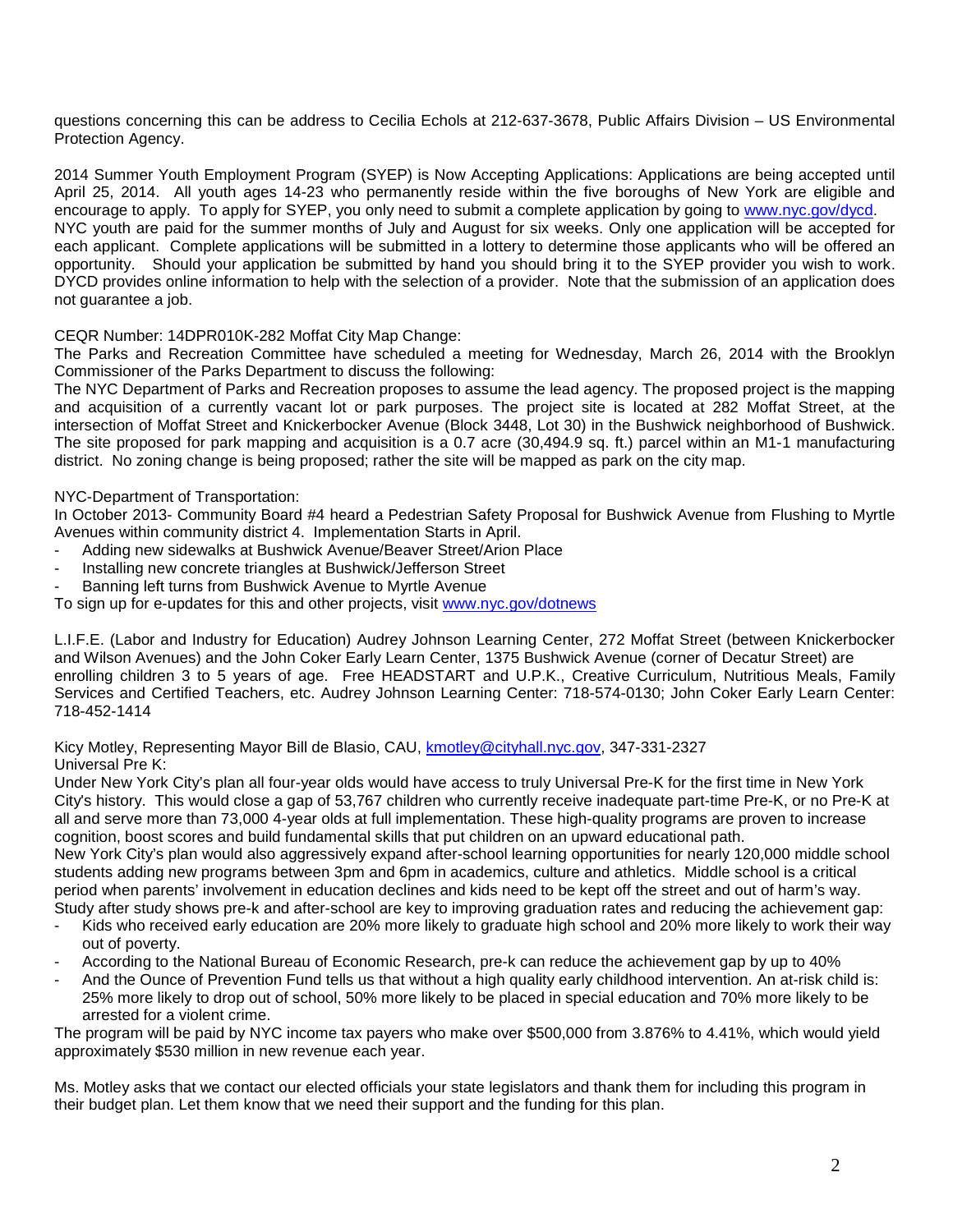questions concerning this can be address to Cecilia Echols at 212-637-3678, Public Affairs Division – US Environmental Protection Agency.

2014 Summer Youth Employment Program (SYEP) is Now Accepting Applications: Applications are being accepted until April 25, 2014. All youth ages 14-23 who permanently reside within the five boroughs of New York are eligible and encourage to apply. To apply for SYEP, you only need to submit a complete application by going to www.nyc.gov/dycd. NYC youth are paid for the summer months of July and August for six weeks. Only one application will be accepted for each applicant. Complete applications will be submitted in a lottery to determine those applicants who will be offered an opportunity. Should your application be submitted by hand you should bring it to the SYEP provider you wish to work. DYCD provides online information to help with the selection of a provider. Note that the submission of an application does not guarantee a job.

CEQR Number: 14DPR010K-282 Moffat City Map Change:
The Parks and Recreation Committee have scheduled a meeting for Wednesday, March 26, 2014 with the Brooklyn Commissioner of the Parks Department to discuss the following:
The NYC Department of Parks and Recreation proposes to assume the lead agency. The proposed project is the mapping and acquisition of a currently vacant lot or park purposes. The project site is located at 282 Moffat Street, at the intersection of Moffat Street and Knickerbocker Avenue (Block 3448, Lot 30) in the Bushwick neighborhood of Bushwick. The site proposed for park mapping and acquisition is a 0.7 acre (30,494.9 sq. ft.) parcel within an M1-1 manufacturing district. No zoning change is being proposed; rather the site will be mapped as park on the city map.

NYC-Department of Transportation:
In October 2013- Community Board #4 heard a Pedestrian Safety Proposal for Bushwick Avenue from Flushing to Myrtle Avenues within community district 4. Implementation Starts in April.

- Adding new sidewalks at Bushwick Avenue/Beaver Street/Arion Place
- Installing new concrete triangles at Bushwick/Jefferson Street
- Banning left turns from Bushwick Avenue to Myrtle Avenue

To sign up for e-updates for this and other projects, visit www.nyc.gov/dotnews

L.I.F.E. (Labor and Industry for Education) Audrey Johnson Learning Center, 272 Moffat Street (between Knickerbocker and Wilson Avenues) and the John Coker Early Learn Center, 1375 Bushwick Avenue (corner of Decatur Street) are enrolling children 3 to 5 years of age. Free HEADSTART and U.P.K., Creative Curriculum, Nutritious Meals, Family Services and Certified Teachers, etc. Audrey Johnson Learning Center: 718-574-0130; John Coker Early Learn Center: 718-452-1414

Kicy Motley, Representing Mayor Bill de Blasio, CAU, kmotley@cityhall.nyc.gov, 347-331-2327
Universal Pre K:
Under New York City's plan all four-year olds would have access to truly Universal Pre-K for the first time in New York City's history. This would close a gap of 53,767 children who currently receive inadequate part-time Pre-K, or no Pre-K at all and serve more than 73,000 4-year olds at full implementation. These high-quality programs are proven to increase cognition, boost scores and build fundamental skills that put children on an upward educational path.
New York City's plan would also aggressively expand after-school learning opportunities for nearly 120,000 middle school students adding new programs between 3pm and 6pm in academics, culture and athletics. Middle school is a critical period when parents' involvement in education declines and kids need to be kept off the street and out of harm's way.
Study after study shows pre-k and after-school are key to improving graduation rates and reducing the achievement gap:

- Kids who received early education are 20% more likely to graduate high school and 20% more likely to work their way out of poverty.
- According to the National Bureau of Economic Research, pre-k can reduce the achievement gap by up to 40%
- And the Ounce of Prevention Fund tells us that without a high quality early childhood intervention. An at-risk child is: 25% more likely to drop out of school, 50% more likely to be placed in special education and 70% more likely to be arrested for a violent crime.

The program will be paid by NYC income tax payers who make over $500,000 from 3.876% to 4.41%, which would yield approximately $530 million in new revenue each year.

Ms. Motley asks that we contact our elected officials your state legislators and thank them for including this program in their budget plan. Let them know that we need their support and the funding for this plan.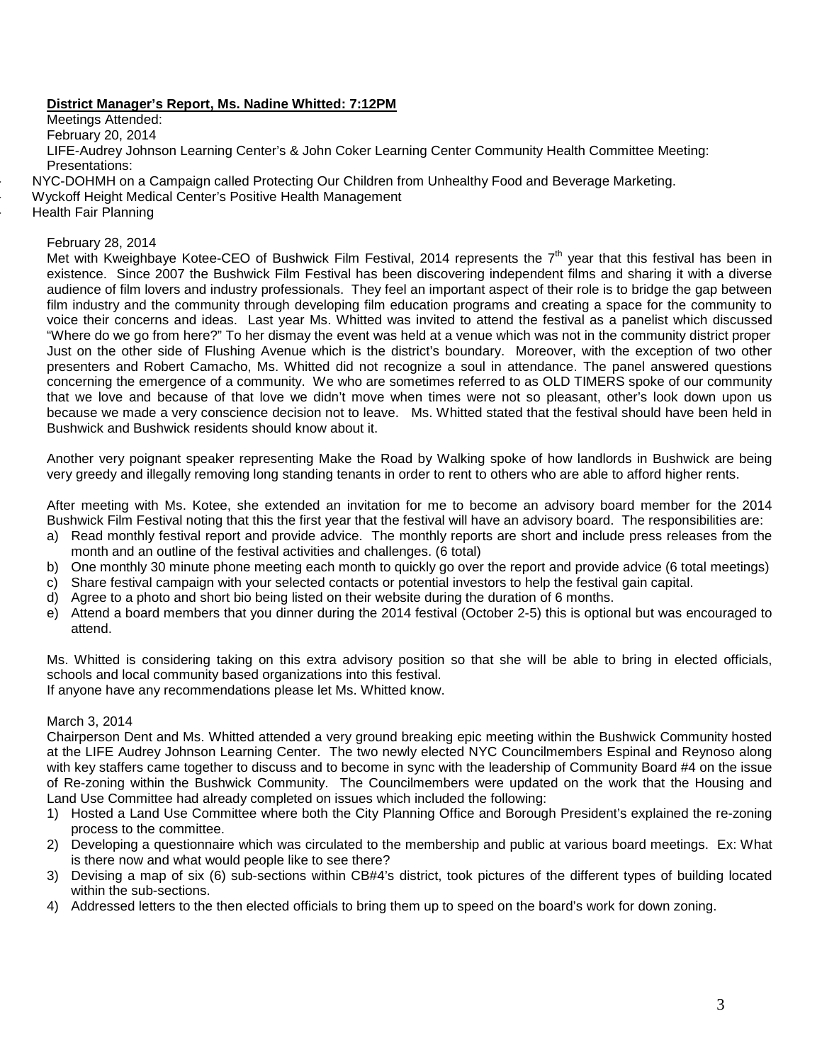**District Manager's Report, Ms. Nadine Whitted: 7:12PM**

Meetings Attended:

February 20, 2014

LIFE-Audrey Johnson Learning Center's & John Coker Learning Center Community Health Committee Meeting:

Presentations:

- NYC-DOHMH on a Campaign called Protecting Our Children from Unhealthy Food and Beverage Marketing.
- Wyckoff Height Medical Center's Positive Health Management
- Health Fair Planning

February 28, 2014

Met with Kweighbaye Kotee-CEO of Bushwick Film Festival, 2014 represents the 7th year that this festival has been in existence. Since 2007 the Bushwick Film Festival has been discovering independent films and sharing it with a diverse audience of film lovers and industry professionals. They feel an important aspect of their role is to bridge the gap between film industry and the community through developing film education programs and creating a space for the community to voice their concerns and ideas. Last year Ms. Whitted was invited to attend the festival as a panelist which discussed "Where do we go from here?" To her dismay the event was held at a venue which was not in the community district proper Just on the other side of Flushing Avenue which is the district's boundary. Moreover, with the exception of two other presenters and Robert Camacho, Ms. Whitted did not recognize a soul in attendance. The panel answered questions concerning the emergence of a community. We who are sometimes referred to as OLD TIMERS spoke of our community that we love and because of that love we didn't move when times were not so pleasant, other's look down upon us because we made a very conscience decision not to leave. Ms. Whitted stated that the festival should have been held in Bushwick and Bushwick residents should know about it.

Another very poignant speaker representing Make the Road by Walking spoke of how landlords in Bushwick are being very greedy and illegally removing long standing tenants in order to rent to others who are able to afford higher rents.

After meeting with Ms. Kotee, she extended an invitation for me to become an advisory board member for the 2014 Bushwick Film Festival noting that this the first year that the festival will have an advisory board. The responsibilities are:

a) Read monthly festival report and provide advice. The monthly reports are short and include press releases from the month and an outline of the festival activities and challenges. (6 total)
b) One monthly 30 minute phone meeting each month to quickly go over the report and provide advice (6 total meetings)
c) Share festival campaign with your selected contacts or potential investors to help the festival gain capital.
d) Agree to a photo and short bio being listed on their website during the duration of 6 months.
e) Attend a board members that you dinner during the 2014 festival (October 2-5) this is optional but was encouraged to attend.

Ms. Whitted is considering taking on this extra advisory position so that she will be able to bring in elected officials, schools and local community based organizations into this festival.

If anyone have any recommendations please let Ms. Whitted know.

March 3, 2014

Chairperson Dent and Ms. Whitted attended a very ground breaking epic meeting within the Bushwick Community hosted at the LIFE Audrey Johnson Learning Center. The two newly elected NYC Councilmembers Espinal and Reynoso along with key staffers came together to discuss and to become in sync with the leadership of Community Board #4 on the issue of Re-zoning within the Bushwick Community. The Councilmembers were updated on the work that the Housing and Land Use Committee had already completed on issues which included the following:

1) Hosted a Land Use Committee where both the City Planning Office and Borough President's explained the re-zoning process to the committee.
2) Developing a questionnaire which was circulated to the membership and public at various board meetings. Ex: What is there now and what would people like to see there?
3) Devising a map of six (6) sub-sections within CB#4's district, took pictures of the different types of building located within the sub-sections.
4) Addressed letters to the then elected officials to bring them up to speed on the board's work for down zoning.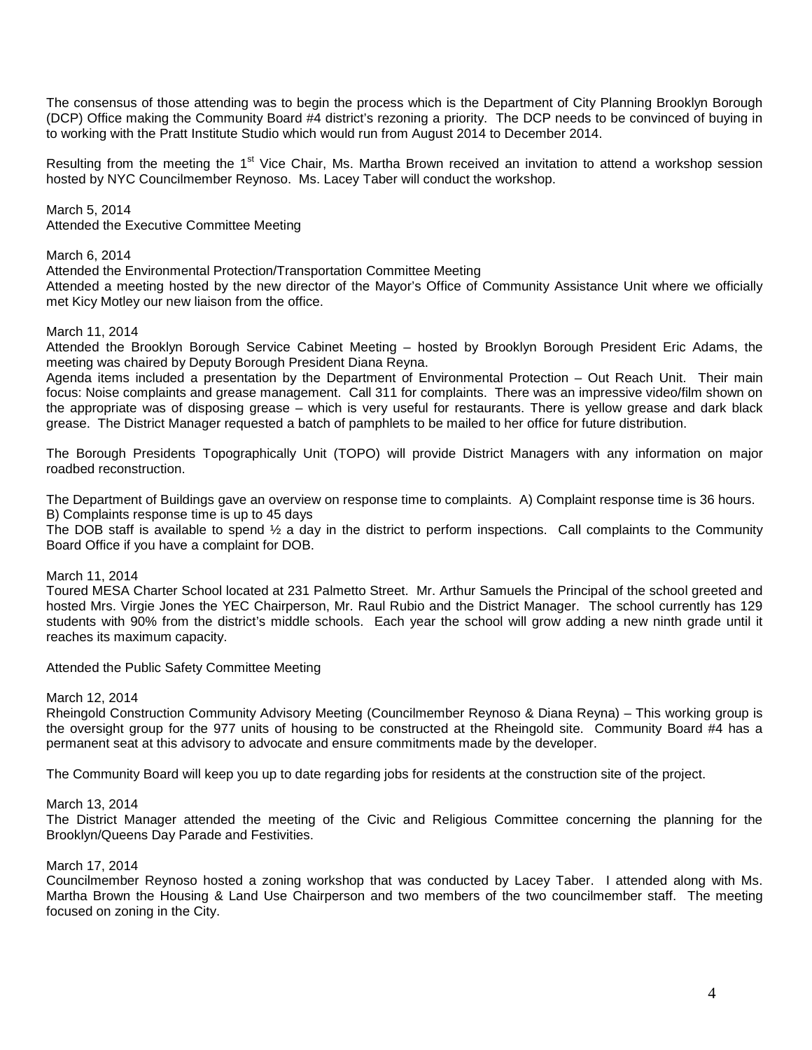The consensus of those attending was to begin the process which is the Department of City Planning Brooklyn Borough (DCP) Office making the Community Board #4 district's rezoning a priority. The DCP needs to be convinced of buying in to working with the Pratt Institute Studio which would run from August 2014 to December 2014.

Resulting from the meeting the 1st Vice Chair, Ms. Martha Brown received an invitation to attend a workshop session hosted by NYC Councilmember Reynoso. Ms. Lacey Taber will conduct the workshop.

March 5, 2014
Attended the Executive Committee Meeting

March 6, 2014
Attended the Environmental Protection/Transportation Committee Meeting
Attended a meeting hosted by the new director of the Mayor's Office of Community Assistance Unit where we officially met Kicy Motley our new liaison from the office.

March 11, 2014
Attended the Brooklyn Borough Service Cabinet Meeting – hosted by Brooklyn Borough President Eric Adams, the meeting was chaired by Deputy Borough President Diana Reyna.
Agenda items included a presentation by the Department of Environmental Protection – Out Reach Unit. Their main focus: Noise complaints and grease management. Call 311 for complaints. There was an impressive video/film shown on the appropriate was of disposing grease – which is very useful for restaurants. There is yellow grease and dark black grease. The District Manager requested a batch of pamphlets to be mailed to her office for future distribution.

The Borough Presidents Topographically Unit (TOPO) will provide District Managers with any information on major roadbed reconstruction.

The Department of Buildings gave an overview on response time to complaints. A) Complaint response time is 36 hours.
B) Complaints response time is up to 45 days
The DOB staff is available to spend ½ a day in the district to perform inspections. Call complaints to the Community Board Office if you have a complaint for DOB.

March 11, 2014
Toured MESA Charter School located at 231 Palmetto Street. Mr. Arthur Samuels the Principal of the school greeted and hosted Mrs. Virgie Jones the YEC Chairperson, Mr. Raul Rubio and the District Manager. The school currently has 129 students with 90% from the district's middle schools. Each year the school will grow adding a new ninth grade until it reaches its maximum capacity.

Attended the Public Safety Committee Meeting

March 12, 2014
Rheingold Construction Community Advisory Meeting (Councilmember Reynoso & Diana Reyna) – This working group is the oversight group for the 977 units of housing to be constructed at the Rheingold site. Community Board #4 has a permanent seat at this advisory to advocate and ensure commitments made by the developer.

The Community Board will keep you up to date regarding jobs for residents at the construction site of the project.

March 13, 2014
The District Manager attended the meeting of the Civic and Religious Committee concerning the planning for the Brooklyn/Queens Day Parade and Festivities.

March 17, 2014
Councilmember Reynoso hosted a zoning workshop that was conducted by Lacey Taber. I attended along with Ms. Martha Brown the Housing & Land Use Chairperson and two members of the two councilmember staff. The meeting focused on zoning in the City.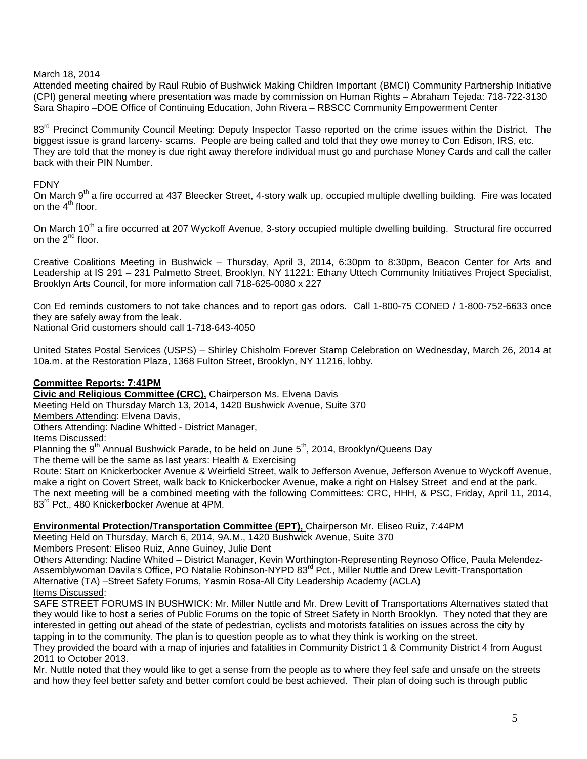March 18, 2014
Attended meeting chaired by Raul Rubio of Bushwick Making Children Important (BMCI) Community Partnership Initiative (CPI) general meeting where presentation was made by commission on Human Rights – Abraham Tejeda: 718-722-3130 Sara Shapiro –DOE Office of Continuing Education, John Rivera – RBSCC Community Empowerment Center

83rd Precinct Community Council Meeting: Deputy Inspector Tasso reported on the crime issues within the District. The biggest issue is grand larceny- scams. People are being called and told that they owe money to Con Edison, IRS, etc. They are told that the money is due right away therefore individual must go and purchase Money Cards and call the caller back with their PIN Number.

FDNY
On March 9th a fire occurred at 437 Bleecker Street, 4-story walk up, occupied multiple dwelling building. Fire was located on the 4th floor.

On March 10th a fire occurred at 207 Wyckoff Avenue, 3-story occupied multiple dwelling building. Structural fire occurred on the 2nd floor.

Creative Coalitions Meeting in Bushwick – Thursday, April 3, 2014, 6:30pm to 8:30pm, Beacon Center for Arts and Leadership at IS 291 – 231 Palmetto Street, Brooklyn, NY 11221: Ethany Uttech Community Initiatives Project Specialist, Brooklyn Arts Council, for more information call 718-625-0080 x 227

Con Ed reminds customers to not take chances and to report gas odors. Call 1-800-75 CONED / 1-800-752-6633 once they are safely away from the leak.
National Grid customers should call 1-718-643-4050

United States Postal Services (USPS) – Shirley Chisholm Forever Stamp Celebration on Wednesday, March 26, 2014 at 10a.m. at the Restoration Plaza, 1368 Fulton Street, Brooklyn, NY 11216, lobby.

**Committee Reports: 7:41PM**

**Civic and Religious Committee (CRC),** Chairperson Ms. Elvena Davis
Meeting Held on Thursday March 13, 2014, 1420 Bushwick Avenue, Suite 370
Members Attending: Elvena Davis,
Others Attending: Nadine Whitted - District Manager,
Items Discussed:
Planning the 9th Annual Bushwick Parade, to be held on June 5th, 2014, Brooklyn/Queens Day
The theme will be the same as last years: Health & Exercising
Route: Start on Knickerbocker Avenue & Weirfield Street, walk to Jefferson Avenue, Jefferson Avenue to Wyckoff Avenue, make a right on Covert Street, walk back to Knickerbocker Avenue, make a right on Halsey Street and end at the park.
The next meeting will be a combined meeting with the following Committees: CRC, HHH, & PSC, Friday, April 11, 2014, 83rd Pct., 480 Knickerbocker Avenue at 4PM.

**Environmental Protection/Transportation Committee (EPT),** Chairperson Mr. Eliseo Ruiz, 7:44PM
Meeting Held on Thursday, March 6, 2014, 9A.M., 1420 Bushwick Avenue, Suite 370
Members Present: Eliseo Ruiz, Anne Guiney, Julie Dent
Others Attending: Nadine Whited – District Manager, Kevin Worthington-Representing Reynoso Office, Paula Melendez-Assemblywoman Davila's Office, PO Natalie Robinson-NYPD 83rd Pct., Miller Nuttle and Drew Levitt-Transportation Alternative (TA) –Street Safety Forums, Yasmin Rosa-All City Leadership Academy (ACLA)
Items Discussed:
SAFE STREET FORUMS IN BUSHWICK: Mr. Miller Nuttle and Mr. Drew Levitt of Transportations Alternatives stated that they would like to host a series of Public Forums on the topic of Street Safety in North Brooklyn. They noted that they are interested in getting out ahead of the state of pedestrian, cyclists and motorists fatalities on issues across the city by tapping in to the community. The plan is to question people as to what they think is working on the street.
They provided the board with a map of injuries and fatalities in Community District 1 & Community District 4 from August 2011 to October 2013.
Mr. Nuttle noted that they would like to get a sense from the people as to where they feel safe and unsafe on the streets and how they feel better safety and better comfort could be best achieved. Their plan of doing such is through public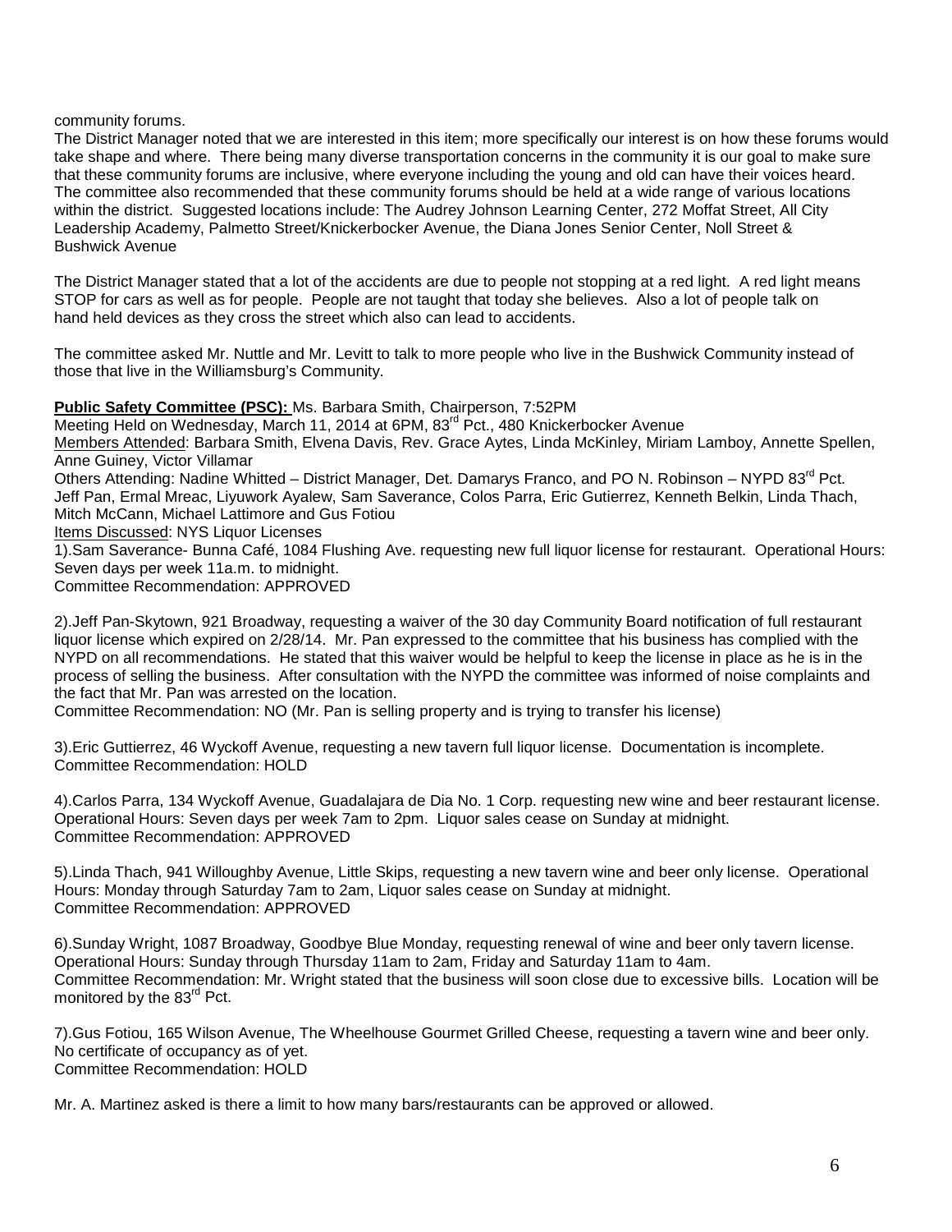community forums.
The District Manager noted that we are interested in this item; more specifically our interest is on how these forums would take shape and where. There being many diverse transportation concerns in the community it is our goal to make sure that these community forums are inclusive, where everyone including the young and old can have their voices heard. The committee also recommended that these community forums should be held at a wide range of various locations within the district. Suggested locations include: The Audrey Johnson Learning Center, 272 Moffat Street, All City Leadership Academy, Palmetto Street/Knickerbocker Avenue, the Diana Jones Senior Center, Noll Street & Bushwick Avenue

The District Manager stated that a lot of the accidents are due to people not stopping at a red light. A red light means STOP for cars as well as for people. People are not taught that today she believes. Also a lot of people talk on hand held devices as they cross the street which also can lead to accidents.

The committee asked Mr. Nuttle and Mr. Levitt to talk to more people who live in the Bushwick Community instead of those that live in the Williamsburg's Community.

**Public Safety Committee (PSC):** Ms. Barbara Smith, Chairperson, 7:52PM
Meeting Held on Wednesday, March 11, 2014 at 6PM, 83rd Pct., 480 Knickerbocker Avenue
Members Attended: Barbara Smith, Elvena Davis, Rev. Grace Aytes, Linda McKinley, Miriam Lamboy, Annette Spellen, Anne Guiney, Victor Villamar
Others Attending: Nadine Whitted – District Manager, Det. Damarys Franco, and PO N. Robinson – NYPD 83rd Pct. Jeff Pan, Ermal Mreac, Liyuwork Ayalew, Sam Saverance, Colos Parra, Eric Gutierrez, Kenneth Belkin, Linda Thach, Mitch McCann, Michael Lattimore and Gus Fotiou
Items Discussed: NYS Liquor Licenses
1).Sam Saverance- Bunna Café, 1084 Flushing Ave. requesting new full liquor license for restaurant. Operational Hours: Seven days per week 11a.m. to midnight.
Committee Recommendation: APPROVED

2).Jeff Pan-Skytown, 921 Broadway, requesting a waiver of the 30 day Community Board notification of full restaurant liquor license which expired on 2/28/14. Mr. Pan expressed to the committee that his business has complied with the NYPD on all recommendations. He stated that this waiver would be helpful to keep the license in place as he is in the process of selling the business. After consultation with the NYPD the committee was informed of noise complaints and the fact that Mr. Pan was arrested on the location.
Committee Recommendation: NO (Mr. Pan is selling property and is trying to transfer his license)

3).Eric Guttierrez, 46 Wyckoff Avenue, requesting a new tavern full liquor license. Documentation is incomplete.
Committee Recommendation: HOLD

4).Carlos Parra, 134 Wyckoff Avenue, Guadalajara de Dia No. 1 Corp. requesting new wine and beer restaurant license. Operational Hours: Seven days per week 7am to 2pm. Liquor sales cease on Sunday at midnight.
Committee Recommendation: APPROVED

5).Linda Thach, 941 Willoughby Avenue, Little Skips, requesting a new tavern wine and beer only license. Operational Hours: Monday through Saturday 7am to 2am, Liquor sales cease on Sunday at midnight.
Committee Recommendation: APPROVED

6).Sunday Wright, 1087 Broadway, Goodbye Blue Monday, requesting renewal of wine and beer only tavern license. Operational Hours: Sunday through Thursday 11am to 2am, Friday and Saturday 11am to 4am.
Committee Recommendation: Mr. Wright stated that the business will soon close due to excessive bills. Location will be monitored by the 83rd Pct.

7).Gus Fotiou, 165 Wilson Avenue, The Wheelhouse Gourmet Grilled Cheese, requesting a tavern wine and beer only. No certificate of occupancy as of yet.
Committee Recommendation: HOLD

Mr. A. Martinez asked is there a limit to how many bars/restaurants can be approved or allowed.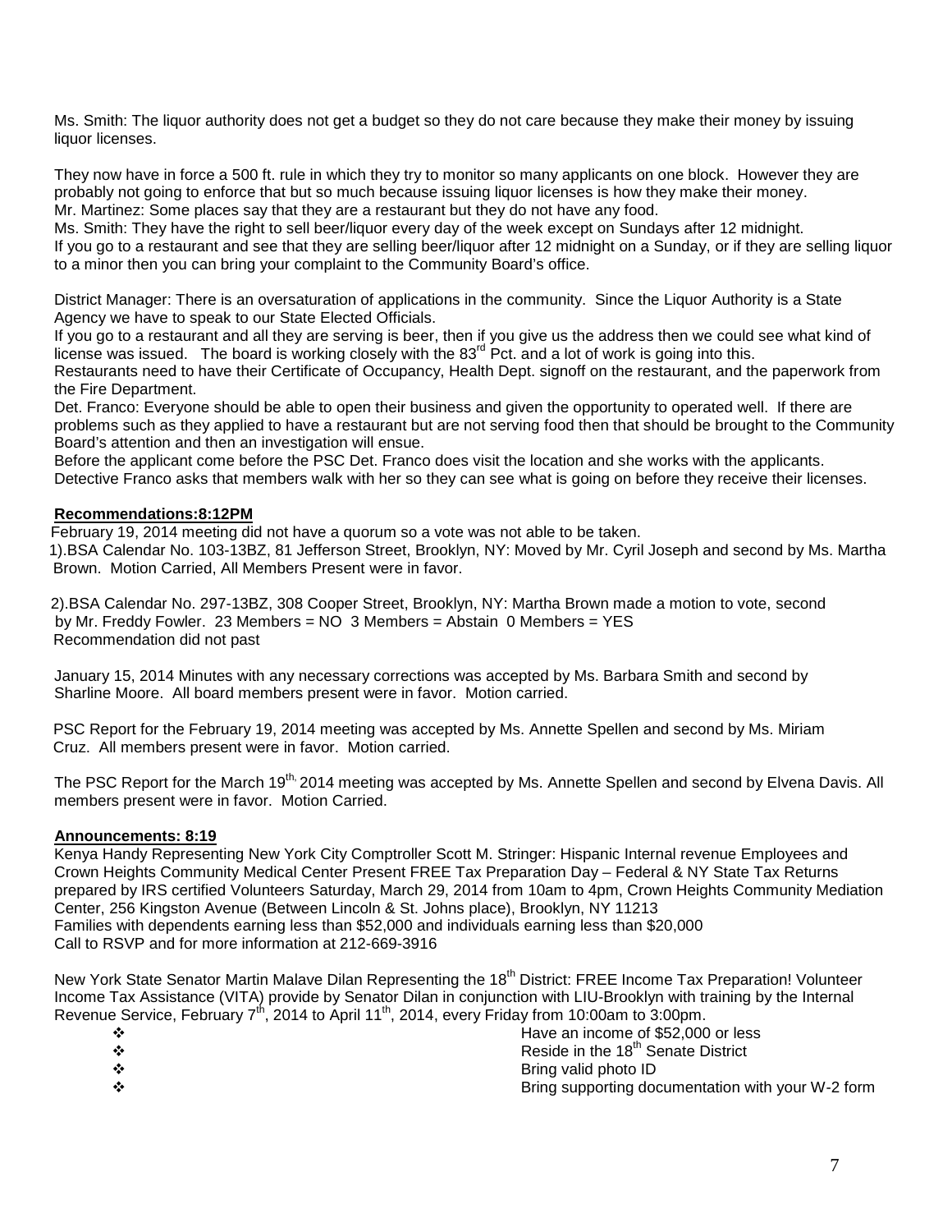Ms. Smith: The liquor authority does not get a budget so they do not care because they make their money by issuing liquor licenses.

They now have in force a 500 ft. rule in which they try to monitor so many applicants on one block. However they are probably not going to enforce that but so much because issuing liquor licenses is how they make their money.
Mr. Martinez: Some places say that they are a restaurant but they do not have any food.
Ms. Smith: They have the right to sell beer/liquor every day of the week except on Sundays after 12 midnight.
If you go to a restaurant and see that they are selling beer/liquor after 12 midnight on a Sunday, or if they are selling liquor to a minor then you can bring your complaint to the Community Board's office.

District Manager: There is an oversaturation of applications in the community. Since the Liquor Authority is a State Agency we have to speak to our State Elected Officials.
If you go to a restaurant and all they are serving is beer, then if you give us the address then we could see what kind of license was issued. The board is working closely with the 83rd Pct. and a lot of work is going into this.
Restaurants need to have their Certificate of Occupancy, Health Dept. signoff on the restaurant, and the paperwork from the Fire Department.
Det. Franco: Everyone should be able to open their business and given the opportunity to operated well. If there are problems such as they applied to have a restaurant but are not serving food then that should be brought to the Community Board's attention and then an investigation will ensue.
Before the applicant come before the PSC Det. Franco does visit the location and she works with the applicants. Detective Franco asks that members walk with her so they can see what is going on before they receive their licenses.

**Recommendations:8:12PM**

February 19, 2014 meeting did not have a quorum so a vote was not able to be taken.
1).BSA Calendar No. 103-13BZ, 81 Jefferson Street, Brooklyn, NY: Moved by Mr. Cyril Joseph and second by Ms. Martha Brown. Motion Carried, All Members Present were in favor.

2).BSA Calendar No. 297-13BZ, 308 Cooper Street, Brooklyn, NY: Martha Brown made a motion to vote, second by Mr. Freddy Fowler. 23 Members = NO 3 Members = Abstain 0 Members = YES
Recommendation did not past

January 15, 2014 Minutes with any necessary corrections was accepted by Ms. Barbara Smith and second by Sharline Moore. All board members present were in favor. Motion carried.

PSC Report for the February 19, 2014 meeting was accepted by Ms. Annette Spellen and second by Ms. Miriam Cruz. All members present were in favor. Motion carried.

The PSC Report for the March 19th, 2014 meeting was accepted by Ms. Annette Spellen and second by Elvena Davis. All members present were in favor. Motion Carried.

**Announcements: 8:19**

Kenya Handy Representing New York City Comptroller Scott M. Stringer: Hispanic Internal revenue Employees and Crown Heights Community Medical Center Present FREE Tax Preparation Day – Federal & NY State Tax Returns prepared by IRS certified Volunteers Saturday, March 29, 2014 from 10am to 4pm, Crown Heights Community Mediation Center, 256 Kingston Avenue (Between Lincoln & St. Johns place), Brooklyn, NY 11213
Families with dependents earning less than $52,000 and individuals earning less than $20,000
Call to RSVP and for more information at 212-669-3916

New York State Senator Martin Malave Dilan Representing the 18th District: FREE Income Tax Preparation! Volunteer Income Tax Assistance (VITA) provide by Senator Dilan in conjunction with LIU-Brooklyn with training by the Internal Revenue Service, February 7th, 2014 to April 11th, 2014, every Friday from 10:00am to 3:00pm.

- Have an income of $52,000 or less
- Reside in the 18th Senate District
- Bring valid photo ID
- Bring supporting documentation with your W-2 form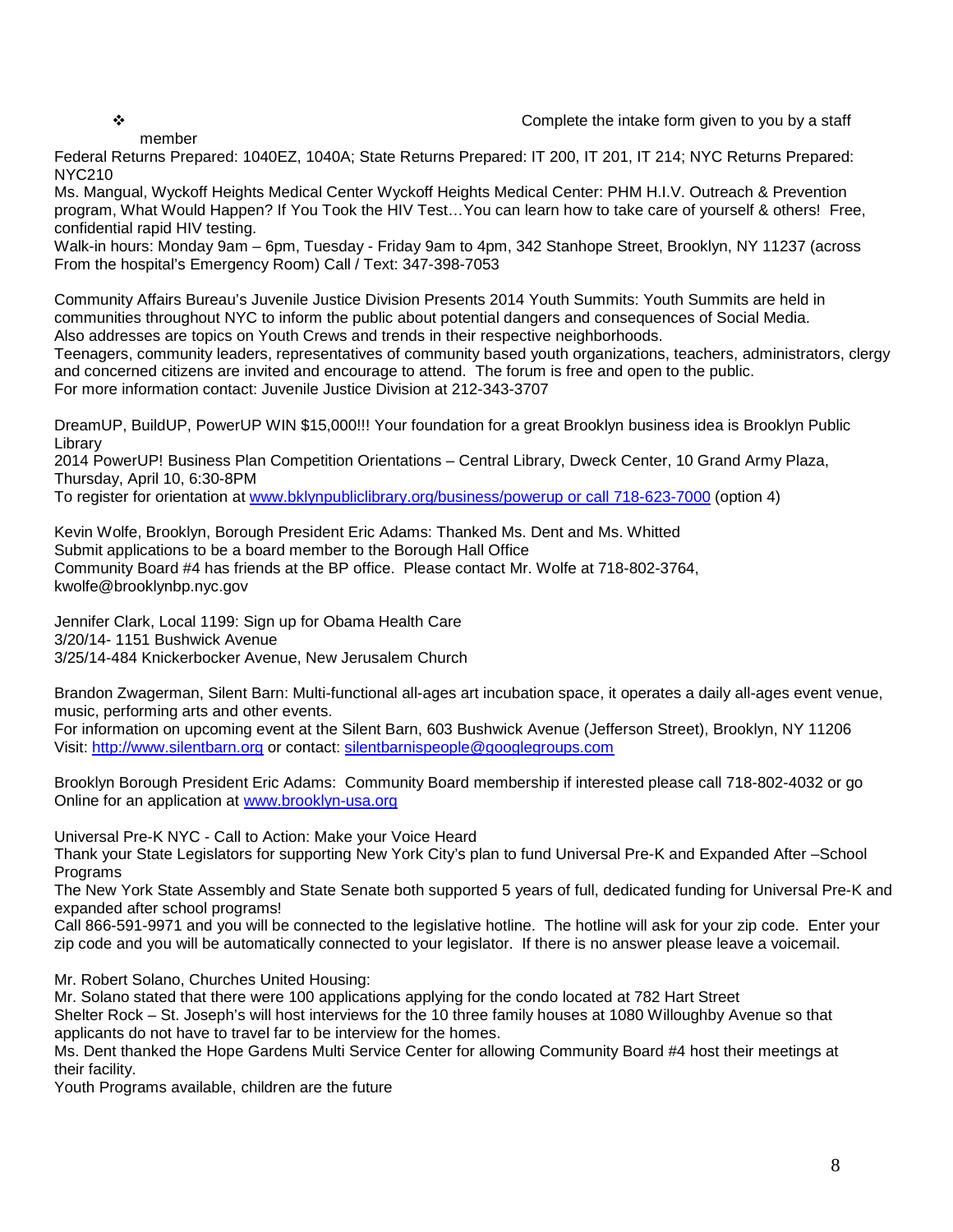- Complete the intake form given to you by a staff member

Federal Returns Prepared: 1040EZ, 1040A; State Returns Prepared: IT 200, IT 201, IT 214; NYC Returns Prepared: NYC210

Ms. Mangual, Wyckoff Heights Medical Center Wyckoff Heights Medical Center: PHM H.I.V. Outreach & Prevention program, What Would Happen? If You Took the HIV Test…You can learn how to take care of yourself & others! Free, confidential rapid HIV testing.
Walk-in hours: Monday 9am – 6pm, Tuesday - Friday 9am to 4pm, 342 Stanhope Street, Brooklyn, NY 11237 (across From the hospital's Emergency Room) Call / Text: 347-398-7053

Community Affairs Bureau's Juvenile Justice Division Presents 2014 Youth Summits: Youth Summits are held in communities throughout NYC to inform the public about potential dangers and consequences of Social Media.
Also addresses are topics on Youth Crews and trends in their respective neighborhoods.
Teenagers, community leaders, representatives of community based youth organizations, teachers, administrators, clergy and concerned citizens are invited and encourage to attend. The forum is free and open to the public.
For more information contact: Juvenile Justice Division at 212-343-3707

DreamUP, BuildUP, PowerUP WIN $15,000!!! Your foundation for a great Brooklyn business idea is Brooklyn Public Library
2014 PowerUP! Business Plan Competition Orientations – Central Library, Dweck Center, 10 Grand Army Plaza, Thursday, April 10, 6:30-8PM
To register for orientation at www.bklynpubliclibrary.org/business/powerup or call 718-623-7000 (option 4)

Kevin Wolfe, Brooklyn, Borough President Eric Adams: Thanked Ms. Dent and Ms. Whitted
Submit applications to be a board member to the Borough Hall Office
Community Board #4 has friends at the BP office. Please contact Mr. Wolfe at 718-802-3764, kwolfe@brooklynbp.nyc.gov

Jennifer Clark, Local 1199: Sign up for Obama Health Care
3/20/14- 1151 Bushwick Avenue
3/25/14-484 Knickerbocker Avenue, New Jerusalem Church

Brandon Zwagerman, Silent Barn: Multi-functional all-ages art incubation space, it operates a daily all-ages event venue, music, performing arts and other events.
For information on upcoming event at the Silent Barn, 603 Bushwick Avenue (Jefferson Street), Brooklyn, NY 11206
Visit: http://www.silentbarn.org or contact: silentbarnispeople@googlegroups.com

Brooklyn Borough President Eric Adams: Community Board membership if interested please call 718-802-4032 or go Online for an application at www.brooklyn-usa.org

Universal Pre-K NYC - Call to Action: Make your Voice Heard
Thank your State Legislators for supporting New York City's plan to fund Universal Pre-K and Expanded After –School Programs
The New York State Assembly and State Senate both supported 5 years of full, dedicated funding for Universal Pre-K and expanded after school programs!
Call 866-591-9971 and you will be connected to the legislative hotline. The hotline will ask for your zip code. Enter your zip code and you will be automatically connected to your legislator. If there is no answer please leave a voicemail.

Mr. Robert Solano, Churches United Housing:
Mr. Solano stated that there were 100 applications applying for the condo located at 782 Hart Street
Shelter Rock – St. Joseph's will host interviews for the 10 three family houses at 1080 Willoughby Avenue so that applicants do not have to travel far to be interview for the homes.
Ms. Dent thanked the Hope Gardens Multi Service Center for allowing Community Board #4 host their meetings at their facility.
Youth Programs available, children are the future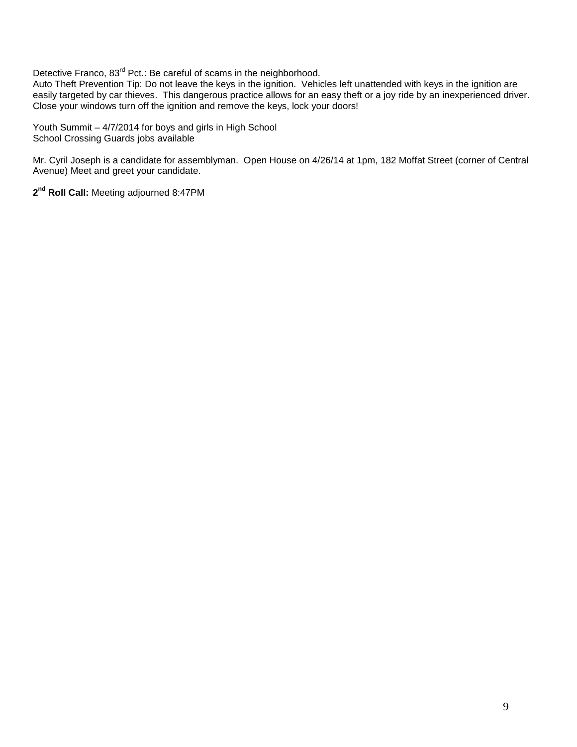Detective Franco, 83rd Pct.: Be careful of scams in the neighborhood.
Auto Theft Prevention Tip: Do not leave the keys in the ignition. Vehicles left unattended with keys in the ignition are easily targeted by car thieves. This dangerous practice allows for an easy theft or a joy ride by an inexperienced driver. Close your windows turn off the ignition and remove the keys, lock your doors!

Youth Summit – 4/7/2014 for boys and girls in High School
School Crossing Guards jobs available

Mr. Cyril Joseph is a candidate for assemblyman. Open House on 4/26/14 at 1pm, 182 Moffat Street (corner of Central Avenue) Meet and greet your candidate.

**2nd Roll Call:** Meeting adjourned 8:47PM